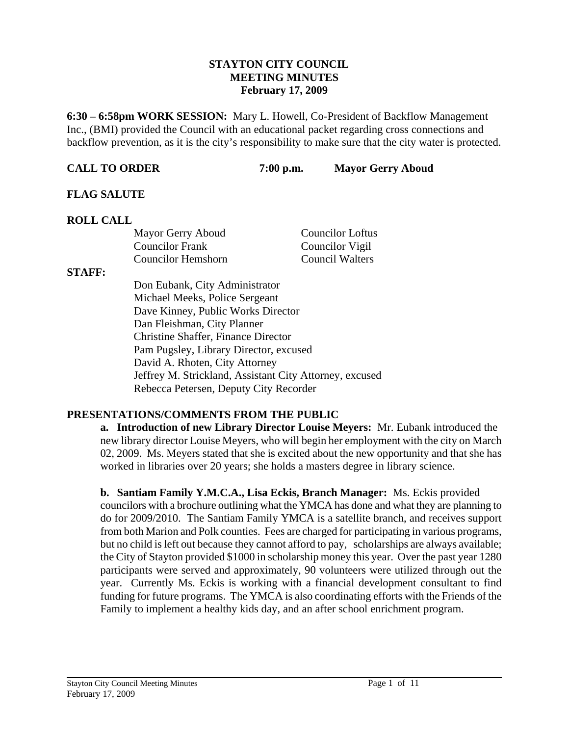# STAYTON CITY COUNCIL
## MEETING MINUTES
### February 17, 2009

**6:30 – 6:58pm WORK SESSION:** Mary L. Howell, Co-President of Backflow Management Inc., (BMI) provided the Council with an educational packet regarding cross connections and backflow prevention, as it is the city's responsibility to make sure that the city water is protected.

**CALL TO ORDER** **7:00 p.m.** **Mayor Gerry Aboud**

**FLAG SALUTE**

**ROLL CALL**

| | |
|---|---|
| Mayor Gerry Aboud | Councilor Loftus |
| Councilor Frank | Councilor Vigil |
| Councilor Hemshorn | Council Walters |

**STAFF:**

Don Eubank, City Administrator
Michael Meeks, Police Sergeant
Dave Kinney, Public Works Director
Dan Fleishman, City Planner
Christine Shaffer, Finance Director
Pam Pugsley, Library Director, excused
David A. Rhoten, City Attorney
Jeffrey M. Strickland, Assistant City Attorney, excused
Rebecca Petersen, Deputy City Recorder

**PRESENTATIONS/COMMENTS FROM THE PUBLIC**

**a. Introduction of new Library Director Louise Meyers:** Mr. Eubank introduced the new library director Louise Meyers, who will begin her employment with the city on March 02, 2009. Ms. Meyers stated that she is excited about the new opportunity and that she has worked in libraries over 20 years; she holds a masters degree in library science.

**b. Santiam Family Y.M.C.A., Lisa Eckis, Branch Manager:** Ms. Eckis provided councilors with a brochure outlining what the YMCA has done and what they are planning to do for 2009/2010. The Santiam Family YMCA is a satellite branch, and receives support from both Marion and Polk counties. Fees are charged for participating in various programs, but no child is left out because they cannot afford to pay, scholarships are always available; the City of Stayton provided $1000 in scholarship money this year. Over the past year 1280 participants were served and approximately, 90 volunteers were utilized through out the year. Currently Ms. Eckis is working with a financial development consultant to find funding for future programs. The YMCA is also coordinating efforts with the Friends of the Family to implement a healthy kids day, and an after school enrichment program.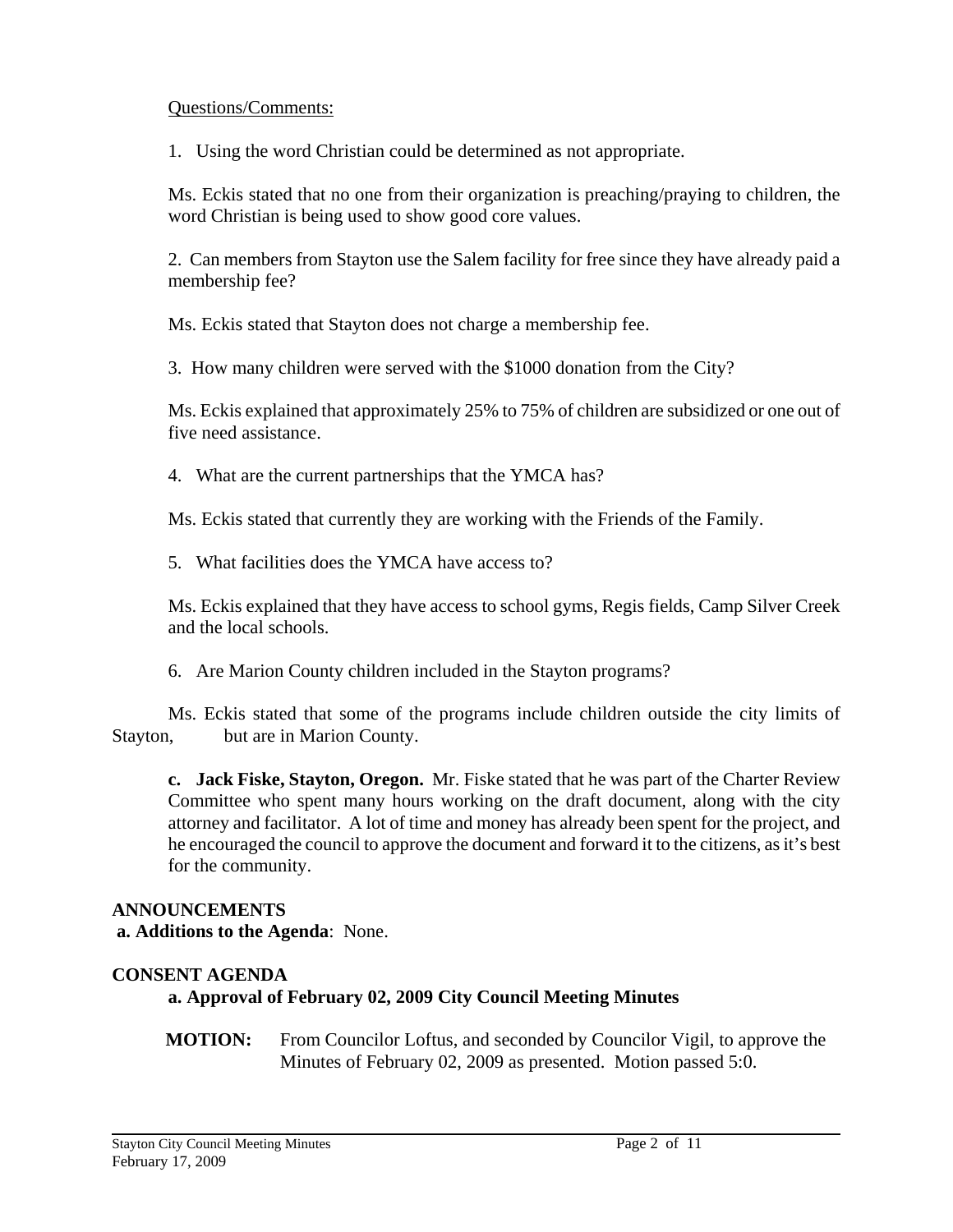Questions/Comments:

1. Using the word Christian could be determined as not appropriate.

Ms. Eckis stated that no one from their organization is preaching/praying to children, the word Christian is being used to show good core values.

2. Can members from Stayton use the Salem facility for free since they have already paid a membership fee?

Ms. Eckis stated that Stayton does not charge a membership fee.

3. How many children were served with the $1000 donation from the City?

Ms. Eckis explained that approximately 25% to 75% of children are subsidized or one out of five need assistance.

4. What are the current partnerships that the YMCA has?

Ms. Eckis stated that currently they are working with the Friends of the Family.

5. What facilities does the YMCA have access to?

Ms. Eckis explained that they have access to school gyms, Regis fields, Camp Silver Creek and the local schools.

6. Are Marion County children included in the Stayton programs?

Ms. Eckis stated that some of the programs include children outside the city limits of Stayton, but are in Marion County.

**c. Jack Fiske, Stayton, Oregon.** Mr. Fiske stated that he was part of the Charter Review Committee who spent many hours working on the draft document, along with the city attorney and facilitator. A lot of time and money has already been spent for the project, and he encouraged the council to approve the document and forward it to the citizens, as it's best for the community.

**ANNOUNCEMENTS**

**a. Additions to the Agenda**: None.

**CONSENT AGENDA**

**a. Approval of February 02, 2009 City Council Meeting Minutes**

**MOTION:** From Councilor Loftus, and seconded by Councilor Vigil, to approve the Minutes of February 02, 2009 as presented. Motion passed 5:0.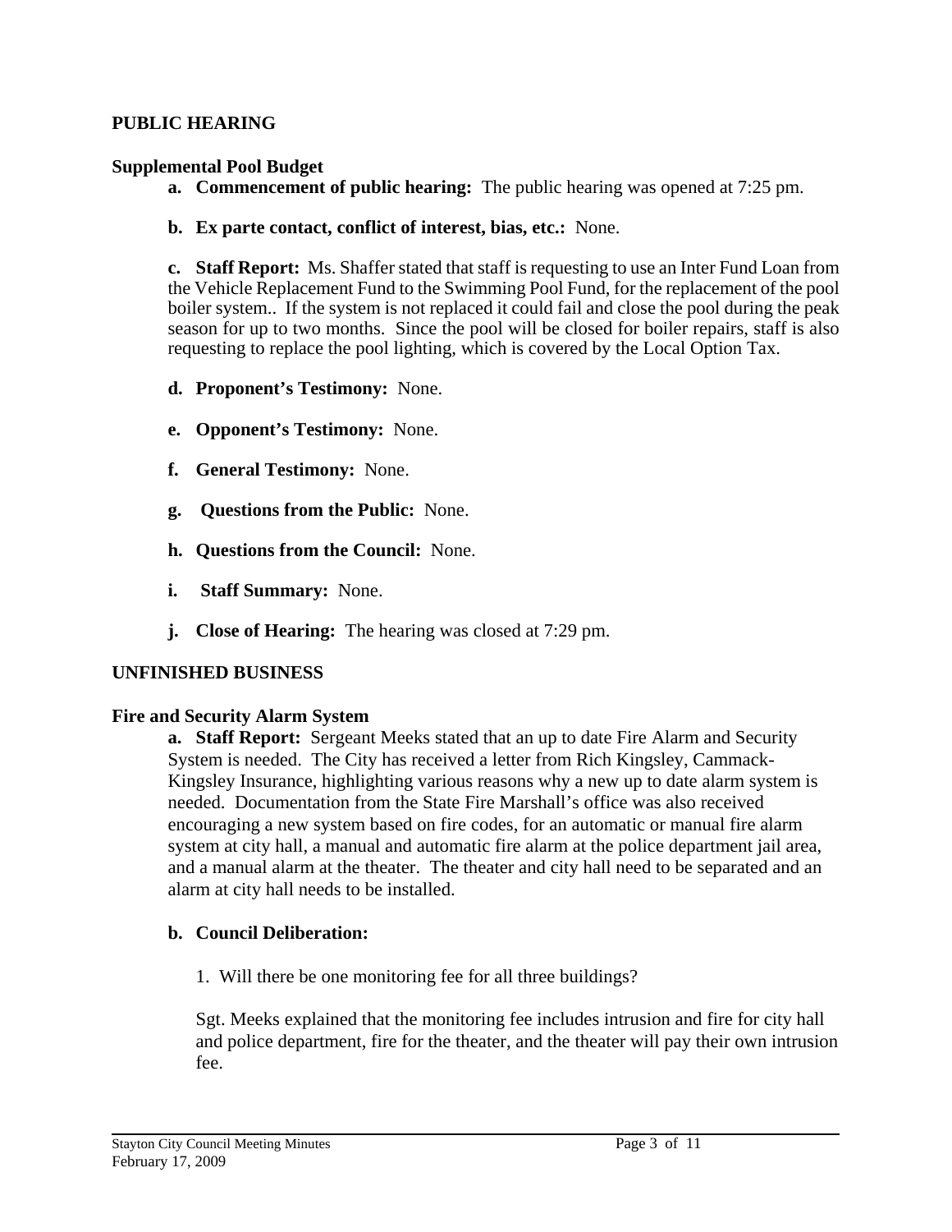## PUBLIC HEARING

### Supplemental Pool Budget

- **a. Commencement of public hearing:** The public hearing was opened at 7:25 pm.
- **b. Ex parte contact, conflict of interest, bias, etc.:** None.
- **c. Staff Report:** Ms. Shaffer stated that staff is requesting to use an Inter Fund Loan from the Vehicle Replacement Fund to the Swimming Pool Fund, for the replacement of the pool boiler system.. If the system is not replaced it could fail and close the pool during the peak season for up to two months. Since the pool will be closed for boiler repairs, staff is also requesting to replace the pool lighting, which is covered by the Local Option Tax.
- **d. Proponent's Testimony:** None.
- **e. Opponent's Testimony:** None.
- **f. General Testimony:** None.
- **g. Questions from the Public:** None.
- **h. Questions from the Council:** None.
- **i. Staff Summary:** None.
- **j. Close of Hearing:** The hearing was closed at 7:29 pm.

## UNFINISHED BUSINESS

### Fire and Security Alarm System

**a. Staff Report:** Sergeant Meeks stated that an up to date Fire Alarm and Security System is needed. The City has received a letter from Rich Kingsley, Cammack-Kingsley Insurance, highlighting various reasons why a new up to date alarm system is needed. Documentation from the State Fire Marshall's office was also received encouraging a new system based on fire codes, for an automatic or manual fire alarm system at city hall, a manual and automatic fire alarm at the police department jail area, and a manual alarm at the theater. The theater and city hall need to be separated and an alarm at city hall needs to be installed.

**b. Council Deliberation:**

1. Will there be one monitoring fee for all three buildings?

Sgt. Meeks explained that the monitoring fee includes intrusion and fire for city hall and police department, fire for the theater, and the theater will pay their own intrusion fee.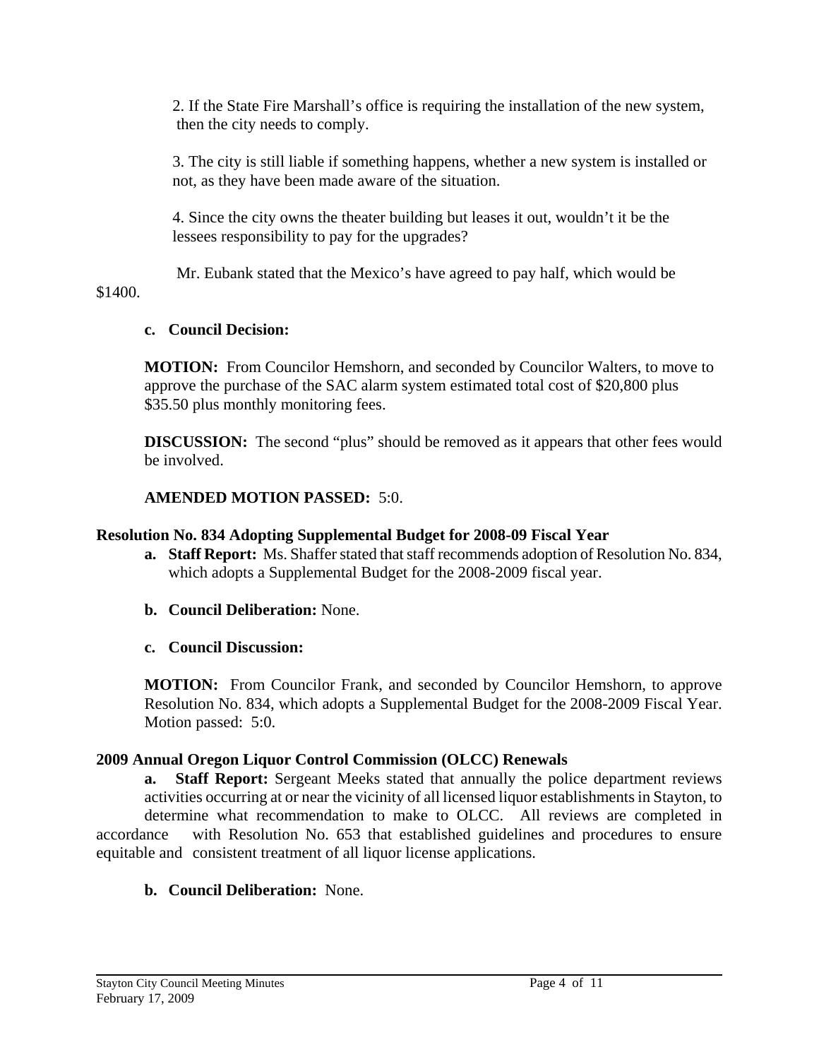2. If the State Fire Marshall's office is requiring the installation of the new system, then the city needs to comply.

3. The city is still liable if something happens, whether a new system is installed or not, as they have been made aware of the situation.

4. Since the city owns the theater building but leases it out, wouldn't it be the lessees responsibility to pay for the upgrades?

Mr. Eubank stated that the Mexico's have agreed to pay half, which would be $1400.

**c. Council Decision:**

**MOTION:** From Councilor Hemshorn, and seconded by Councilor Walters, to move to approve the purchase of the SAC alarm system estimated total cost of $20,800 plus $35.50 plus monthly monitoring fees.

**DISCUSSION:** The second "plus" should be removed as it appears that other fees would be involved.

**AMENDED MOTION PASSED:** 5:0.

## Resolution No. 834 Adopting Supplemental Budget for 2008-09 Fiscal Year

**a. Staff Report:** Ms. Shaffer stated that staff recommends adoption of Resolution No. 834, which adopts a Supplemental Budget for the 2008-2009 fiscal year.

**b. Council Deliberation:** None.

**c. Council Discussion:**

**MOTION:** From Councilor Frank, and seconded by Councilor Hemshorn, to approve Resolution No. 834, which adopts a Supplemental Budget for the 2008-2009 Fiscal Year. Motion passed: 5:0.

## 2009 Annual Oregon Liquor Control Commission (OLCC) Renewals

**a. Staff Report:** Sergeant Meeks stated that annually the police department reviews activities occurring at or near the vicinity of all licensed liquor establishments in Stayton, to determine what recommendation to make to OLCC. All reviews are completed in accordance with Resolution No. 653 that established guidelines and procedures to ensure equitable and consistent treatment of all liquor license applications.

**b. Council Deliberation:** None.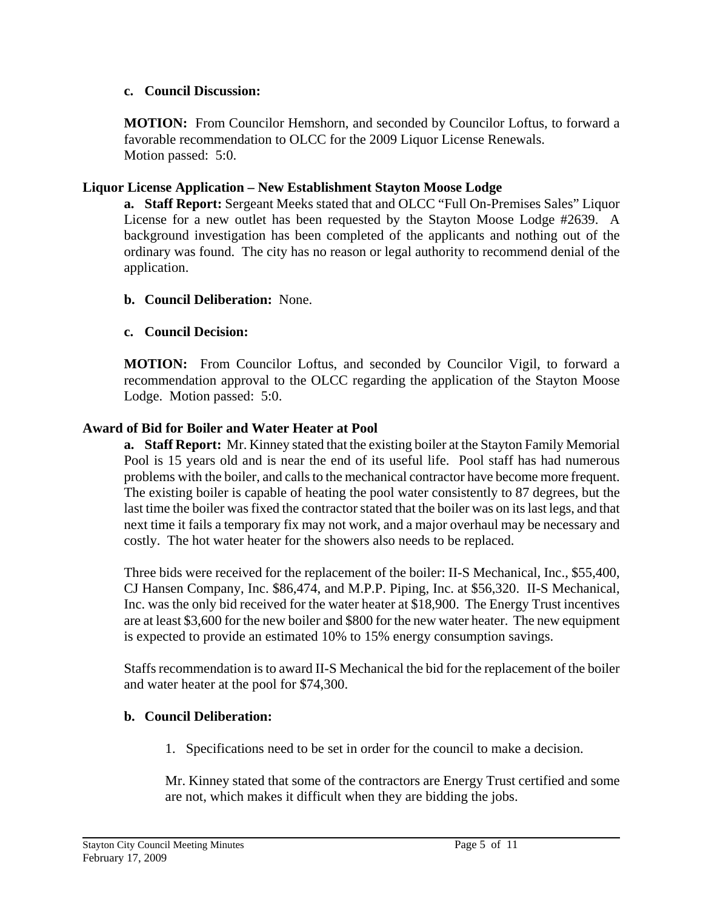**c. Council Discussion:**

**MOTION:** From Councilor Hemshorn, and seconded by Councilor Loftus, to forward a favorable recommendation to OLCC for the 2009 Liquor License Renewals.
Motion passed: 5:0.

**Liquor License Application – New Establishment Stayton Moose Lodge**

**a. Staff Report:** Sergeant Meeks stated that and OLCC "Full On-Premises Sales" Liquor License for a new outlet has been requested by the Stayton Moose Lodge #2639. A background investigation has been completed of the applicants and nothing out of the ordinary was found. The city has no reason or legal authority to recommend denial of the application.

**b. Council Deliberation:** None.

**c. Council Decision:**

**MOTION:** From Councilor Loftus, and seconded by Councilor Vigil, to forward a recommendation approval to the OLCC regarding the application of the Stayton Moose Lodge. Motion passed: 5:0.

**Award of Bid for Boiler and Water Heater at Pool**

**a. Staff Report:** Mr. Kinney stated that the existing boiler at the Stayton Family Memorial Pool is 15 years old and is near the end of its useful life. Pool staff has had numerous problems with the boiler, and calls to the mechanical contractor have become more frequent. The existing boiler is capable of heating the pool water consistently to 87 degrees, but the last time the boiler was fixed the contractor stated that the boiler was on its last legs, and that next time it fails a temporary fix may not work, and a major overhaul may be necessary and costly. The hot water heater for the showers also needs to be replaced.

Three bids were received for the replacement of the boiler: II-S Mechanical, Inc., $55,400, CJ Hansen Company, Inc. $86,474, and M.P.P. Piping, Inc. at $56,320. II-S Mechanical, Inc. was the only bid received for the water heater at $18,900. The Energy Trust incentives are at least $3,600 for the new boiler and $800 for the new water heater. The new equipment is expected to provide an estimated 10% to 15% energy consumption savings.

Staffs recommendation is to award II-S Mechanical the bid for the replacement of the boiler and water heater at the pool for $74,300.

**b. Council Deliberation:**

1. Specifications need to be set in order for the council to make a decision.

Mr. Kinney stated that some of the contractors are Energy Trust certified and some are not, which makes it difficult when they are bidding the jobs.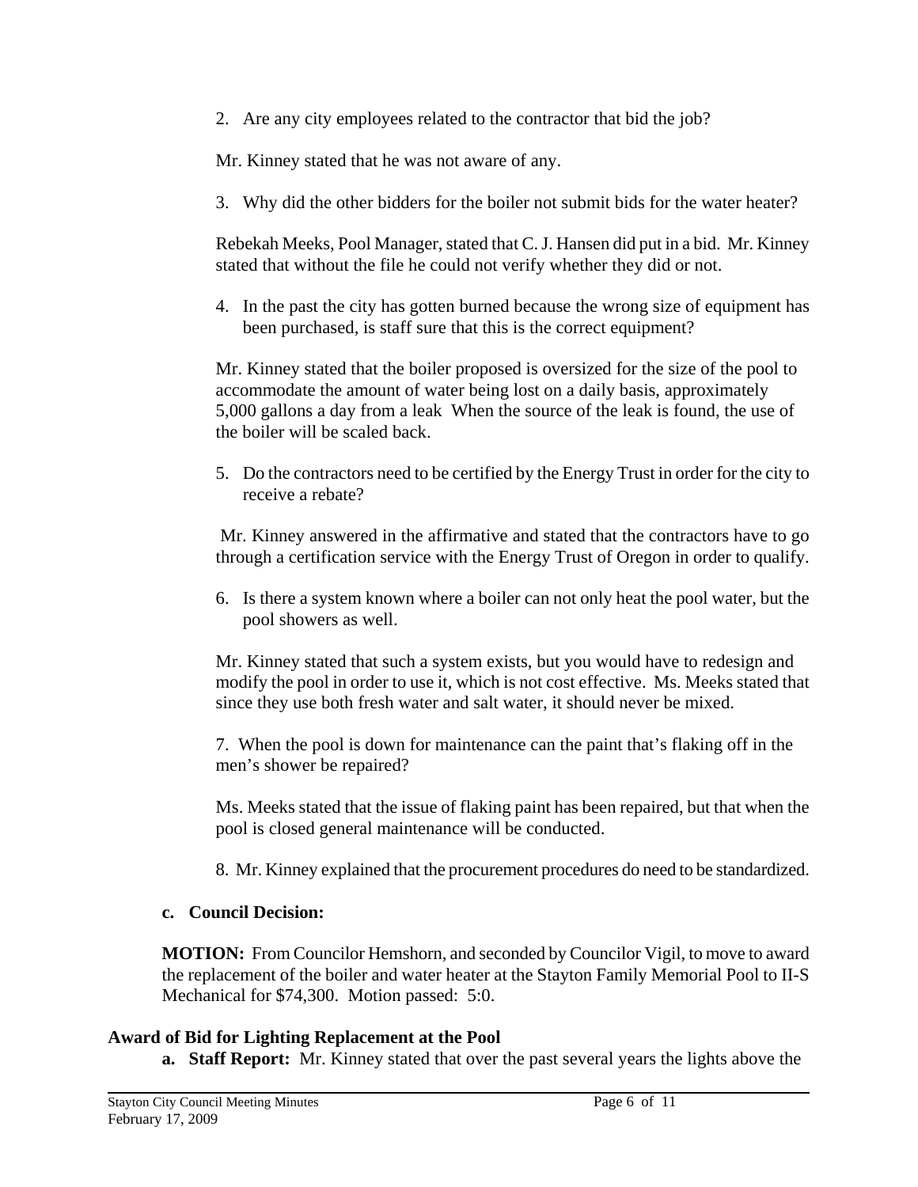2. Are any city employees related to the contractor that bid the job?

Mr. Kinney stated that he was not aware of any.

3. Why did the other bidders for the boiler not submit bids for the water heater?

Rebekah Meeks, Pool Manager, stated that C. J. Hansen did put in a bid. Mr. Kinney stated that without the file he could not verify whether they did or not.

4. In the past the city has gotten burned because the wrong size of equipment has been purchased, is staff sure that this is the correct equipment?

Mr. Kinney stated that the boiler proposed is oversized for the size of the pool to accommodate the amount of water being lost on a daily basis, approximately 5,000 gallons a day from a leak When the source of the leak is found, the use of the boiler will be scaled back.

5. Do the contractors need to be certified by the Energy Trust in order for the city to receive a rebate?

Mr. Kinney answered in the affirmative and stated that the contractors have to go through a certification service with the Energy Trust of Oregon in order to qualify.

6. Is there a system known where a boiler can not only heat the pool water, but the pool showers as well.

Mr. Kinney stated that such a system exists, but you would have to redesign and modify the pool in order to use it, which is not cost effective. Ms. Meeks stated that since they use both fresh water and salt water, it should never be mixed.

7. When the pool is down for maintenance can the paint that's flaking off in the men's shower be repaired?

Ms. Meeks stated that the issue of flaking paint has been repaired, but that when the pool is closed general maintenance will be conducted.

8. Mr. Kinney explained that the procurement procedures do need to be standardized.

**c. Council Decision:**

**MOTION:** From Councilor Hemshorn, and seconded by Councilor Vigil, to move to award the replacement of the boiler and water heater at the Stayton Family Memorial Pool to II-S Mechanical for $74,300. Motion passed: 5:0.

**Award of Bid for Lighting Replacement at the Pool**

**a. Staff Report:** Mr. Kinney stated that over the past several years the lights above the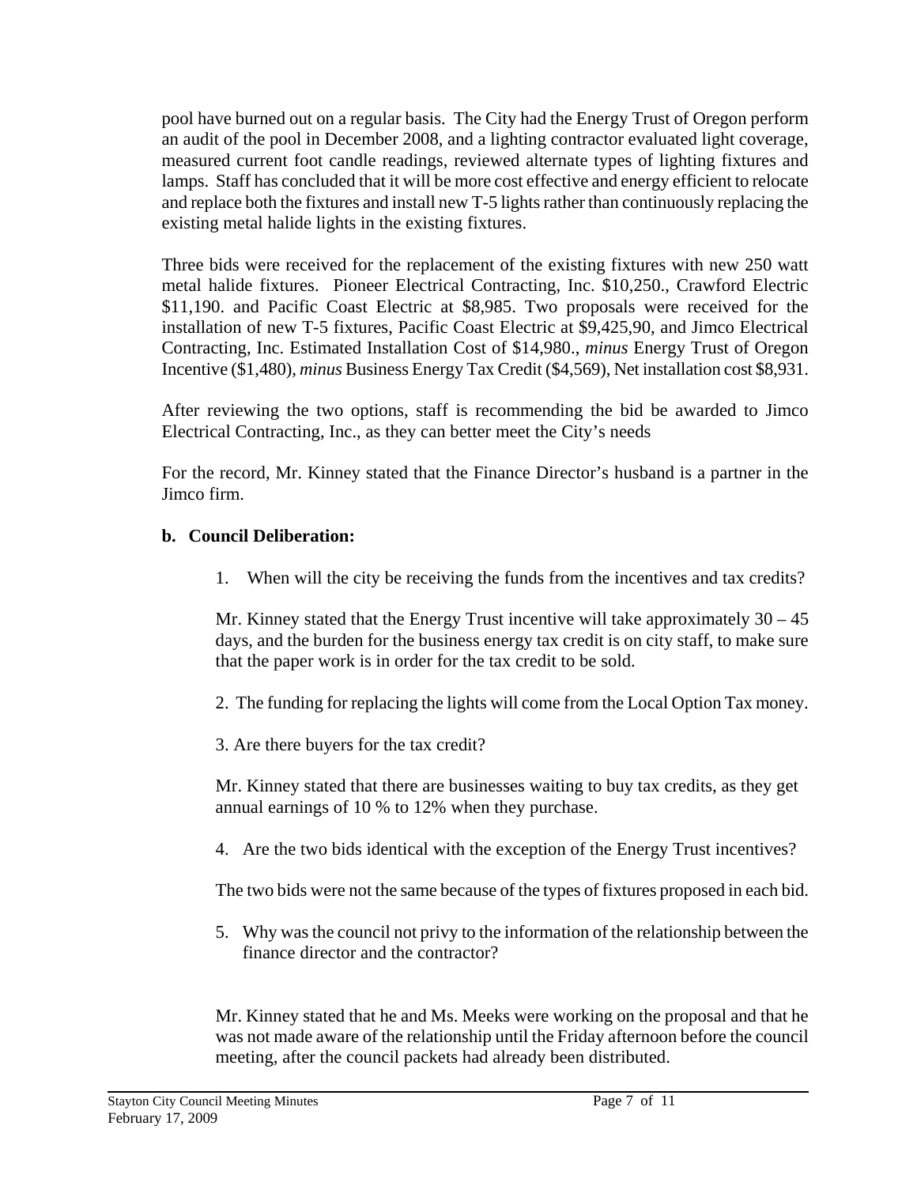pool have burned out on a regular basis. The City had the Energy Trust of Oregon perform an audit of the pool in December 2008, and a lighting contractor evaluated light coverage, measured current foot candle readings, reviewed alternate types of lighting fixtures and lamps. Staff has concluded that it will be more cost effective and energy efficient to relocate and replace both the fixtures and install new T-5 lights rather than continuously replacing the existing metal halide lights in the existing fixtures.

Three bids were received for the replacement of the existing fixtures with new 250 watt metal halide fixtures. Pioneer Electrical Contracting, Inc. $10,250., Crawford Electric $11,190. and Pacific Coast Electric at $8,985. Two proposals were received for the installation of new T-5 fixtures, Pacific Coast Electric at $9,425,90, and Jimco Electrical Contracting, Inc. Estimated Installation Cost of $14,980., *minus* Energy Trust of Oregon Incentive ($1,480), *minus* Business Energy Tax Credit ($4,569), Net installation cost $8,931.

After reviewing the two options, staff is recommending the bid be awarded to Jimco Electrical Contracting, Inc., as they can better meet the City's needs

For the record, Mr. Kinney stated that the Finance Director's husband is a partner in the Jimco firm.

**b. Council Deliberation:**

1. When will the city be receiving the funds from the incentives and tax credits?

   Mr. Kinney stated that the Energy Trust incentive will take approximately 30 – 45 days, and the burden for the business energy tax credit is on city staff, to make sure that the paper work is in order for the tax credit to be sold.

2. The funding for replacing the lights will come from the Local Option Tax money.

3. Are there buyers for the tax credit?

   Mr. Kinney stated that there are businesses waiting to buy tax credits, as they get annual earnings of 10 % to 12% when they purchase.

4. Are the two bids identical with the exception of the Energy Trust incentives?

   The two bids were not the same because of the types of fixtures proposed in each bid.

5. Why was the council not privy to the information of the relationship between the finance director and the contractor?

   Mr. Kinney stated that he and Ms. Meeks were working on the proposal and that he was not made aware of the relationship until the Friday afternoon before the council meeting, after the council packets had already been distributed.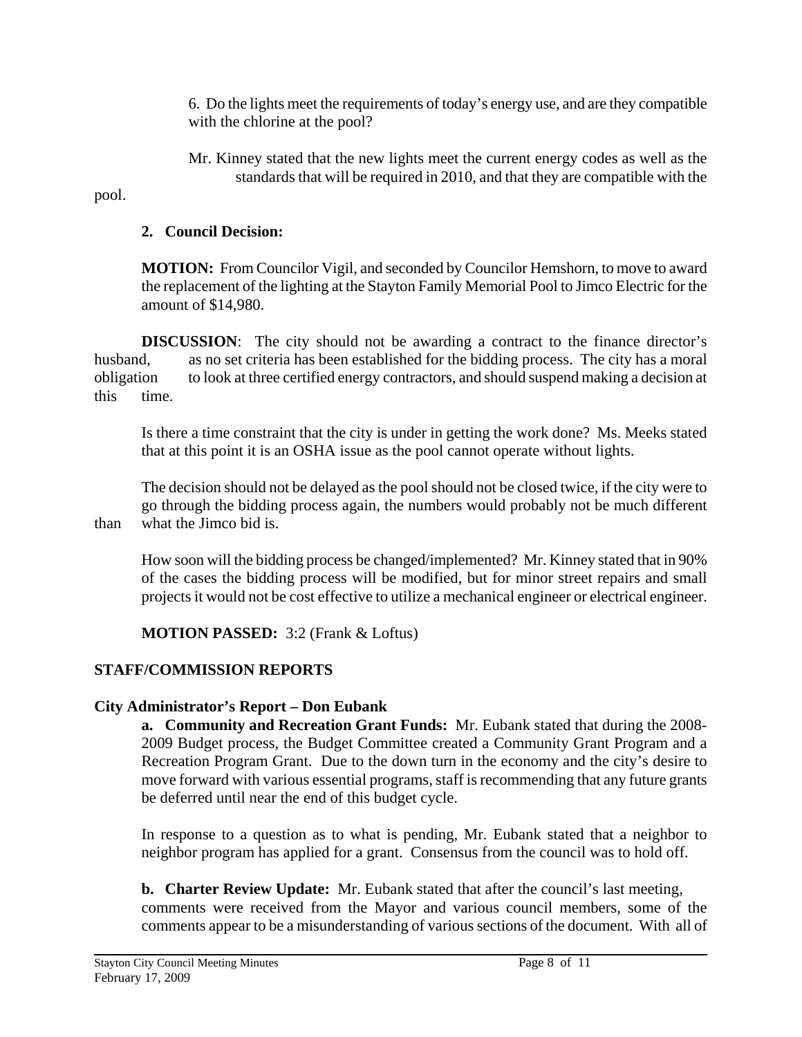6. Do the lights meet the requirements of today's energy use, and are they compatible with the chlorine at the pool?

Mr. Kinney stated that the new lights meet the current energy codes as well as the standards that will be required in 2010, and that they are compatible with the pool.

**2. Council Decision:**

**MOTION:** From Councilor Vigil, and seconded by Councilor Hemshorn, to move to award the replacement of the lighting at the Stayton Family Memorial Pool to Jimco Electric for the amount of $14,980.

**DISCUSSION**: The city should not be awarding a contract to the finance director's husband, as no set criteria has been established for the bidding process. The city has a moral obligation to look at three certified energy contractors, and should suspend making a decision at this time.

Is there a time constraint that the city is under in getting the work done? Ms. Meeks stated that at this point it is an OSHA issue as the pool cannot operate without lights.

The decision should not be delayed as the pool should not be closed twice, if the city were to go through the bidding process again, the numbers would probably not be much different than what the Jimco bid is.

How soon will the bidding process be changed/implemented? Mr. Kinney stated that in 90% of the cases the bidding process will be modified, but for minor street repairs and small projects it would not be cost effective to utilize a mechanical engineer or electrical engineer.

**MOTION PASSED:** 3:2 (Frank & Loftus)

## STAFF/COMMISSION REPORTS

### City Administrator's Report – Don Eubank

**a. Community and Recreation Grant Funds:** Mr. Eubank stated that during the 2008-2009 Budget process, the Budget Committee created a Community Grant Program and a Recreation Program Grant. Due to the down turn in the economy and the city's desire to move forward with various essential programs, staff is recommending that any future grants be deferred until near the end of this budget cycle.

In response to a question as to what is pending, Mr. Eubank stated that a neighbor to neighbor program has applied for a grant. Consensus from the council was to hold off.

**b. Charter Review Update:** Mr. Eubank stated that after the council's last meeting, comments were received from the Mayor and various council members, some of the comments appear to be a misunderstanding of various sections of the document. With all of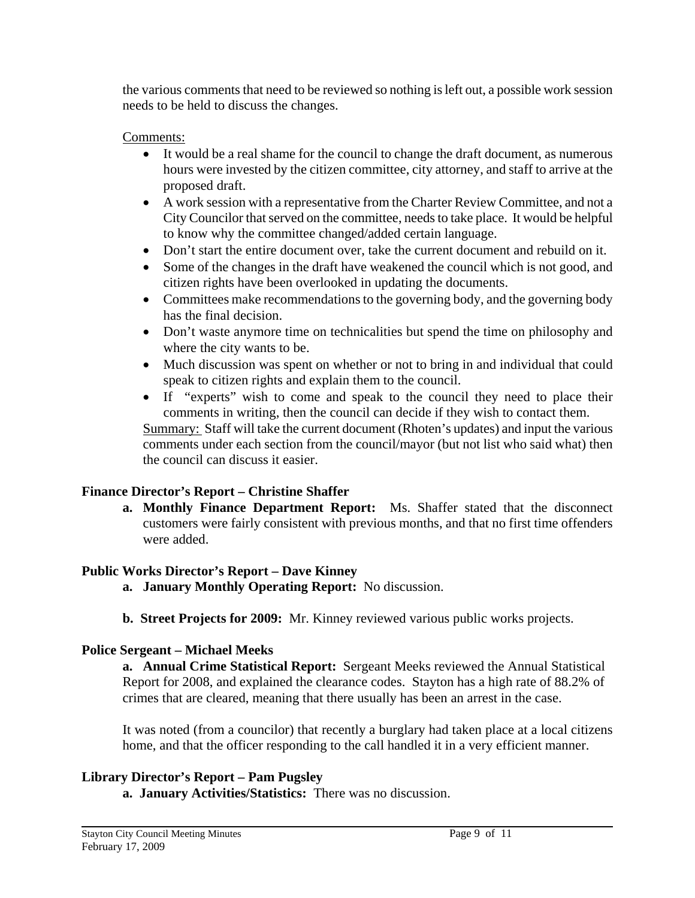the various comments that need to be reviewed so nothing is left out, a possible work session needs to be held to discuss the changes.

Comments:

- It would be a real shame for the council to change the draft document, as numerous hours were invested by the citizen committee, city attorney, and staff to arrive at the proposed draft.
- A work session with a representative from the Charter Review Committee, and not a City Councilor that served on the committee, needs to take place. It would be helpful to know why the committee changed/added certain language.
- Don't start the entire document over, take the current document and rebuild on it.
- Some of the changes in the draft have weakened the council which is not good, and citizen rights have been overlooked in updating the documents.
- Committees make recommendations to the governing body, and the governing body has the final decision.
- Don't waste anymore time on technicalities but spend the time on philosophy and where the city wants to be.
- Much discussion was spent on whether or not to bring in and individual that could speak to citizen rights and explain them to the council.
- If "experts" wish to come and speak to the council they need to place their comments in writing, then the council can decide if they wish to contact them.

Summary: Staff will take the current document (Rhoten's updates) and input the various comments under each section from the council/mayor (but not list who said what) then the council can discuss it easier.

**Finance Director's Report – Christine Shaffer**

**a. Monthly Finance Department Report:** Ms. Shaffer stated that the disconnect customers were fairly consistent with previous months, and that no first time offenders were added.

**Public Works Director's Report – Dave Kinney**

**a. January Monthly Operating Report:** No discussion.

**b. Street Projects for 2009:** Mr. Kinney reviewed various public works projects.

**Police Sergeant – Michael Meeks**

**a. Annual Crime Statistical Report:** Sergeant Meeks reviewed the Annual Statistical Report for 2008, and explained the clearance codes. Stayton has a high rate of 88.2% of crimes that are cleared, meaning that there usually has been an arrest in the case.

It was noted (from a councilor) that recently a burglary had taken place at a local citizens home, and that the officer responding to the call handled it in a very efficient manner.

**Library Director's Report – Pam Pugsley**

**a. January Activities/Statistics:** There was no discussion.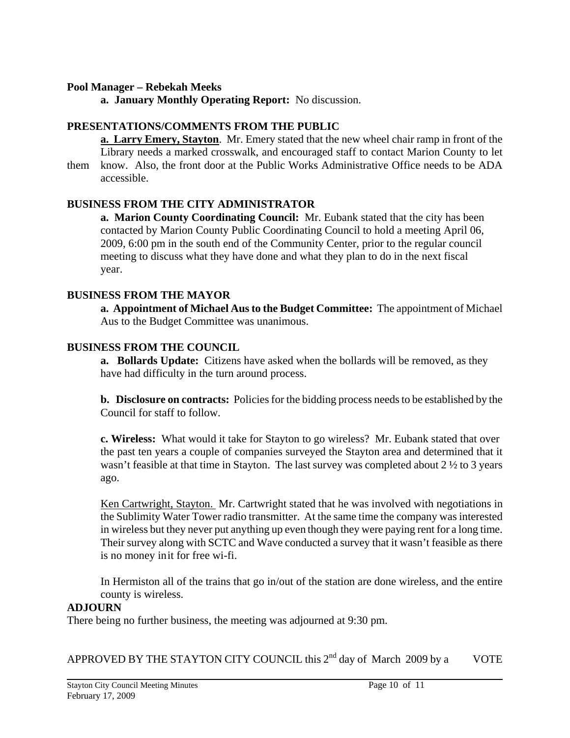**Pool Manager – Rebekah Meeks**

**a. January Monthly Operating Report:** No discussion.

**PRESENTATIONS/COMMENTS FROM THE PUBLIC**

**a. Larry Emery, Stayton**. Mr. Emery stated that the new wheel chair ramp in front of the Library needs a marked crosswalk, and encouraged staff to contact Marion County to let them know. Also, the front door at the Public Works Administrative Office needs to be ADA accessible.

**BUSINESS FROM THE CITY ADMINISTRATOR**

**a. Marion County Coordinating Council:** Mr. Eubank stated that the city has been contacted by Marion County Public Coordinating Council to hold a meeting April 06, 2009, 6:00 pm in the south end of the Community Center, prior to the regular council meeting to discuss what they have done and what they plan to do in the next fiscal year.

**BUSINESS FROM THE MAYOR**

**a. Appointment of Michael Aus to the Budget Committee:** The appointment of Michael Aus to the Budget Committee was unanimous.

**BUSINESS FROM THE COUNCIL**

**a. Bollards Update:** Citizens have asked when the bollards will be removed, as they have had difficulty in the turn around process.

**b. Disclosure on contracts:** Policies for the bidding process needs to be established by the Council for staff to follow.

**c. Wireless:** What would it take for Stayton to go wireless? Mr. Eubank stated that over the past ten years a couple of companies surveyed the Stayton area and determined that it wasn't feasible at that time in Stayton. The last survey was completed about 2 ½ to 3 years ago.

Ken Cartwright, Stayton. Mr. Cartwright stated that he was involved with negotiations in the Sublimity Water Tower radio transmitter. At the same time the company was interested in wireless but they never put anything up even though they were paying rent for a long time. Their survey along with SCTC and Wave conducted a survey that it wasn't feasible as there is no money init for free wi-fi.

In Hermiston all of the trains that go in/out of the station are done wireless, and the entire county is wireless.

**ADJOURN**

There being no further business, the meeting was adjourned at 9:30 pm.

APPROVED BY THE STAYTON CITY COUNCIL this 2nd day of March 2009 by a VOTE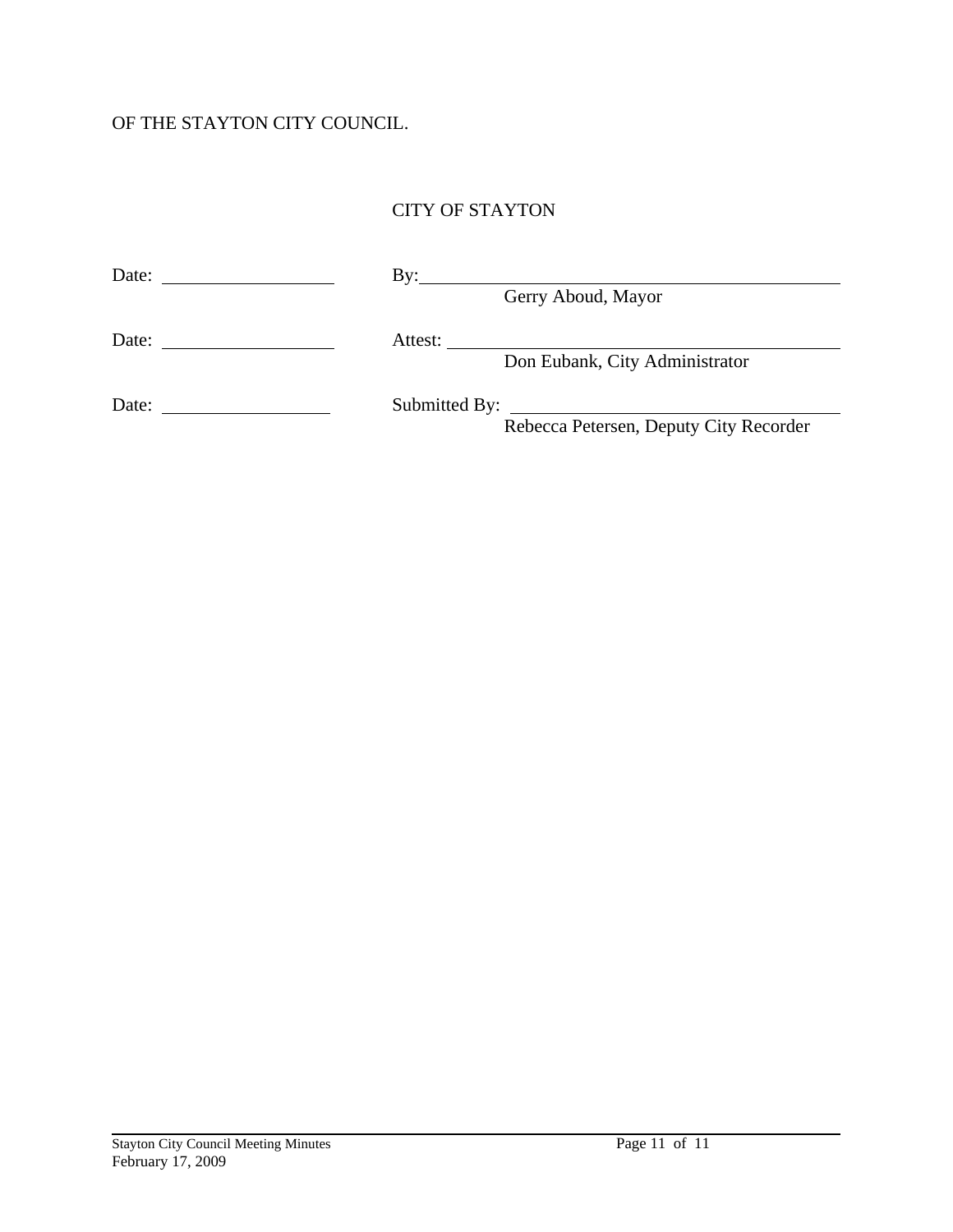OF THE STAYTON CITY COUNCIL.

CITY OF STAYTON

Date: ____________________ By: ____________________________________________

Gerry Aboud, Mayor

Date: ____________________ Attest: ____________________________________________

Don Eubank, City Administrator

Date: ____________________ Submitted By: ____________________________________________

Rebecca Petersen, Deputy City Recorder